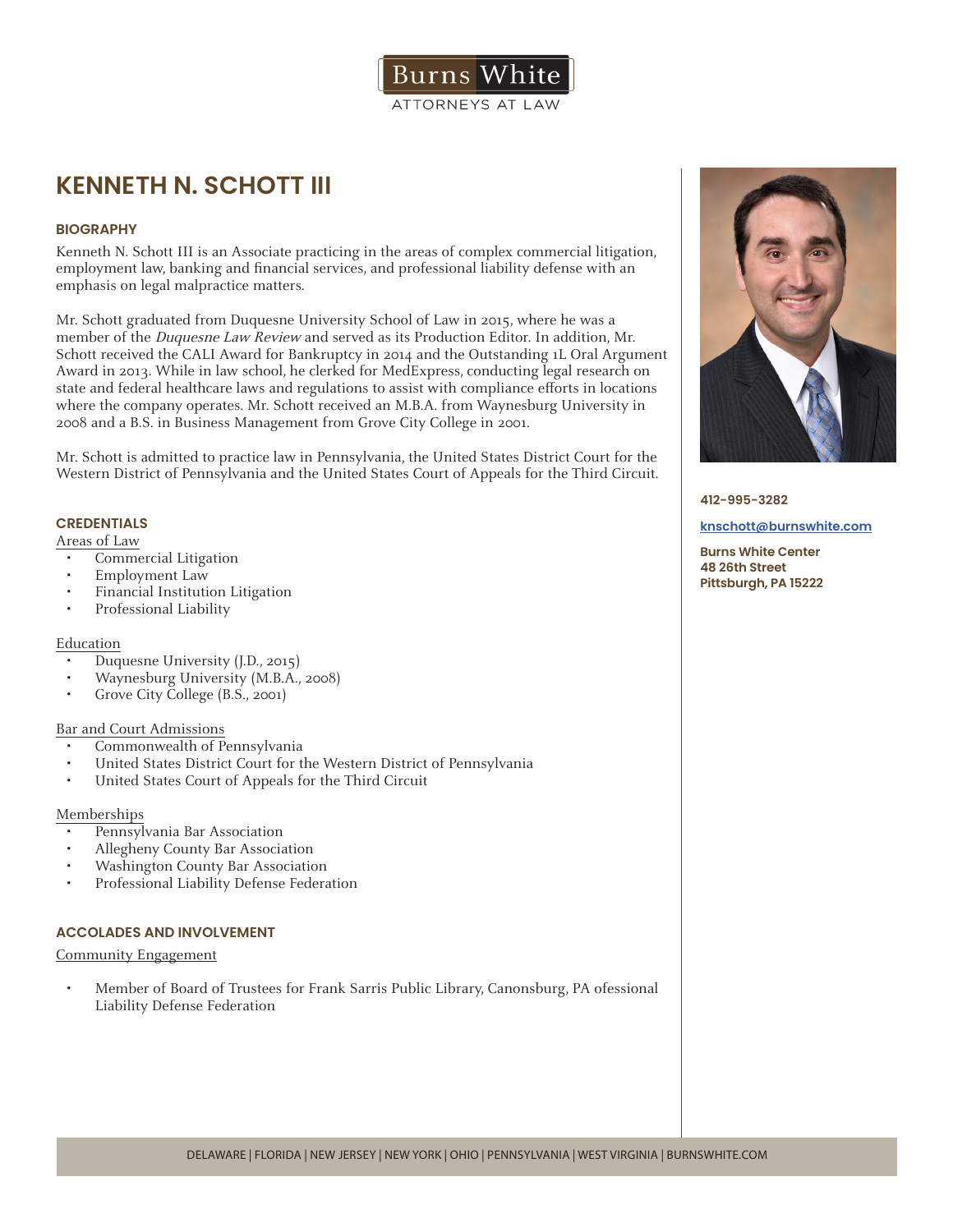Burns White
ATTORNEYS AT LAW

# KENNETH N. SCHOTT III

## BIOGRAPHY

Kenneth N. Schott III is an Associate practicing in the areas of complex commercial litigation, employment law, banking and financial services, and professional liability defense with an emphasis on legal malpractice matters.

Mr. Schott graduated from Duquesne University School of Law in 2015, where he was a member of the *Duquesne Law Review* and served as its Production Editor. In addition, Mr. Schott received the CALI Award for Bankruptcy in 2014 and the Outstanding 1L Oral Argument Award in 2013. While in law school, he clerked for MedExpress, conducting legal research on state and federal healthcare laws and regulations to assist with compliance efforts in locations where the company operates. Mr. Schott received an M.B.A. from Waynesburg University in 2008 and a B.S. in Business Management from Grove City College in 2001.

Mr. Schott is admitted to practice law in Pennsylvania, the United States District Court for the Western District of Pennsylvania and the United States Court of Appeals for the Third Circuit.

**412-995-3282**

**knschott@burnswhite.com**

**Burns White Center**
**48 26th Street**
**Pittsburgh, PA 15222**

## CREDENTIALS

Areas of Law

- Commercial Litigation
- Employment Law
- Financial Institution Litigation
- Professional Liability

Education

- Duquesne University (J.D., 2015)
- Waynesburg University (M.B.A., 2008)
- Grove City College (B.S., 2001)

Bar and Court Admissions

- Commonwealth of Pennsylvania
- United States District Court for the Western District of Pennsylvania
- United States Court of Appeals for the Third Circuit

Memberships

- Pennsylvania Bar Association
- Allegheny County Bar Association
- Washington County Bar Association
- Professional Liability Defense Federation

## ACCOLADES AND INVOLVEMENT

Community Engagement

- Member of Board of Trustees for Frank Sarris Public Library, Canonsburg, PA ofessional Liability Defense Federation

DELAWARE | FLORIDA | NEW JERSEY | NEW YORK | OHIO | PENNSYLVANIA | WEST VIRGINIA | BURNSWHITE.COM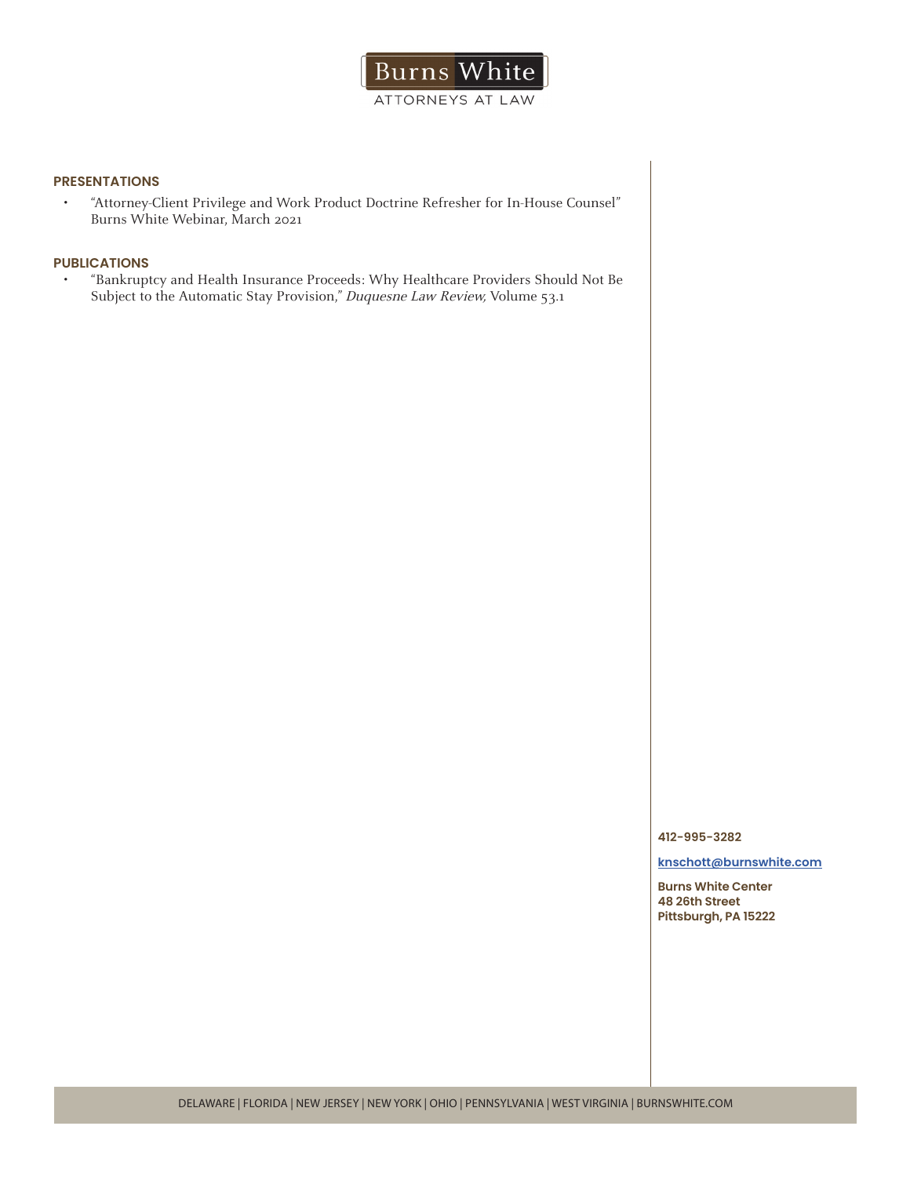## PRESENTATIONS

- "Attorney-Client Privilege and Work Product Doctrine Refresher for In-House Counsel" Burns White Webinar, March 2021

## PUBLICATIONS

- "Bankruptcy and Health Insurance Proceeds: Why Healthcare Providers Should Not Be Subject to the Automatic Stay Provision," *Duquesne Law Review,* Volume 53.1

**412-995-3282**

**knschott@burnswhite.com**

**Burns White Center**
**48 26th Street**
**Pittsburgh, PA 15222**